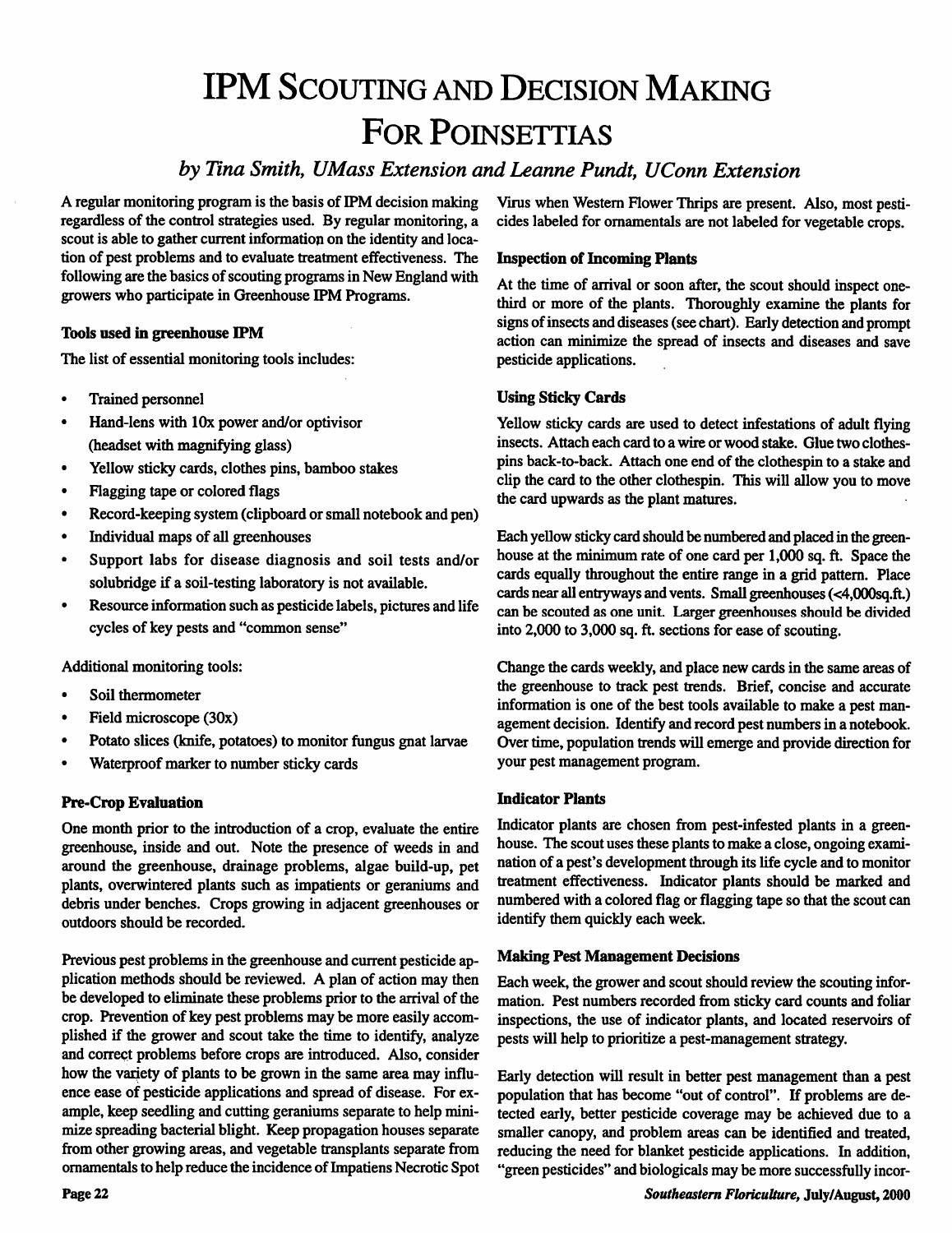# IPM Scouting and Decision Making For Poinsettias

*by Tina Smith, UMass Extension and Leanne Pundt, UConn Extension*

A regular monitoring program is the basis of IPM decision making regardless of the control strategies used. By regular monitoring, a scout is able to gather current information on the identity and location of pest problems and to evaluate treatment effectiveness. The following are the basics of scouting programs in New England with growers who participate in Greenhouse IPM Programs.

### Tools used in greenhouse IPM

The list of essential monitoring tools includes:

- Trained personnel
- Hand-lens with 10x power and/or optivisor (headset with magnifying glass)
- Yellow sticky cards, clothes pins, bamboo stakes
- Flagging tape or colored flags
- Record-keeping system (clipboard or small notebook and pen)
- Individual maps of all greenhouses
- Support labs for disease diagnosis and soil tests and/or solubridge if a soil-testing laboratory is not available.
- Resource information such as pesticide labels, pictures and life cycles of key pests and "common sense"

Additional monitoring tools:

- Soil thermometer
- Field microscope (30x)
- Potato slices (knife, potatoes) to monitor fungus gnat larvae
- Waterproof marker to number sticky cards

### Pre-Crop Evaluation

One month prior to the introduction of a crop, evaluate the entire greenhouse, inside and out. Note the presence of weeds in and around the greenhouse, drainage problems, algae build-up, pet plants, overwintered plants such as impatients or geraniums and debris under benches. Crops growing in adjacent greenhouses or outdoors should be recorded.

Previous pest problems in the greenhouse and current pesticide application methods should be reviewed. A plan of action may then be developed to eliminate these problems prior to the arrival of the crop. Prevention of key pest problems may be more easily accomplished if the grower and scout take the time to identify, analyze and correct problems before crops are introduced. Also, consider how the variety of plants to be grown in the same area may influence ease of pesticide applications and spread of disease. For example, keep seedling and cutting geraniums separate to help minimize spreading bacterial blight. Keep propagation houses separate from other growing areas, and vegetable transplants separate from ornamentals to help reduce the incidence of Impatiens Necrotic Spot Virus when Western Flower Thrips are present. Also, most pesticides labeled for ornamentals are not labeled for vegetable crops.

### Inspection of Incoming Plants

At the time of arrival or soon after, the scout should inspect one-third or more of the plants. Thoroughly examine the plants for signs of insects and diseases (see chart). Early detection and prompt action can minimize the spread of insects and diseases and save pesticide applications.

### Using Sticky Cards

Yellow sticky cards are used to detect infestations of adult flying insects. Attach each card to a wire or wood stake. Glue two clothespins back-to-back. Attach one end of the clothespin to a stake and clip the card to the other clothespin. This will allow you to move the card upwards as the plant matures.

Each yellow sticky card should be numbered and placed in the greenhouse at the minimum rate of one card per 1,000 sq. ft. Space the cards equally throughout the entire range in a grid pattern. Place cards near all entryways and vents. Small greenhouses (<4,000sq.ft.) can be scouted as one unit. Larger greenhouses should be divided into 2,000 to 3,000 sq. ft. sections for ease of scouting.

Change the cards weekly, and place new cards in the same areas of the greenhouse to track pest trends. Brief, concise and accurate information is one of the best tools available to make a pest management decision. Identify and record pest numbers in a notebook. Over time, population trends will emerge and provide direction for your pest management program.

### Indicator Plants

Indicator plants are chosen from pest-infested plants in a greenhouse. The scout uses these plants to make a close, ongoing examination of a pest's development through its life cycle and to monitor treatment effectiveness. Indicator plants should be marked and numbered with a colored flag or flagging tape so that the scout can identify them quickly each week.

### Making Pest Management Decisions

Each week, the grower and scout should review the scouting information. Pest numbers recorded from sticky card counts and foliar inspections, the use of indicator plants, and located reservoirs of pests will help to prioritize a pest-management strategy.

Early detection will result in better pest management than a pest population that has become "out of control". If problems are detected early, better pesticide coverage may be achieved due to a smaller canopy, and problem areas can be identified and treated, reducing the need for blanket pesticide applications. In addition, "green pesticides" and biologicals may be more successfully incor-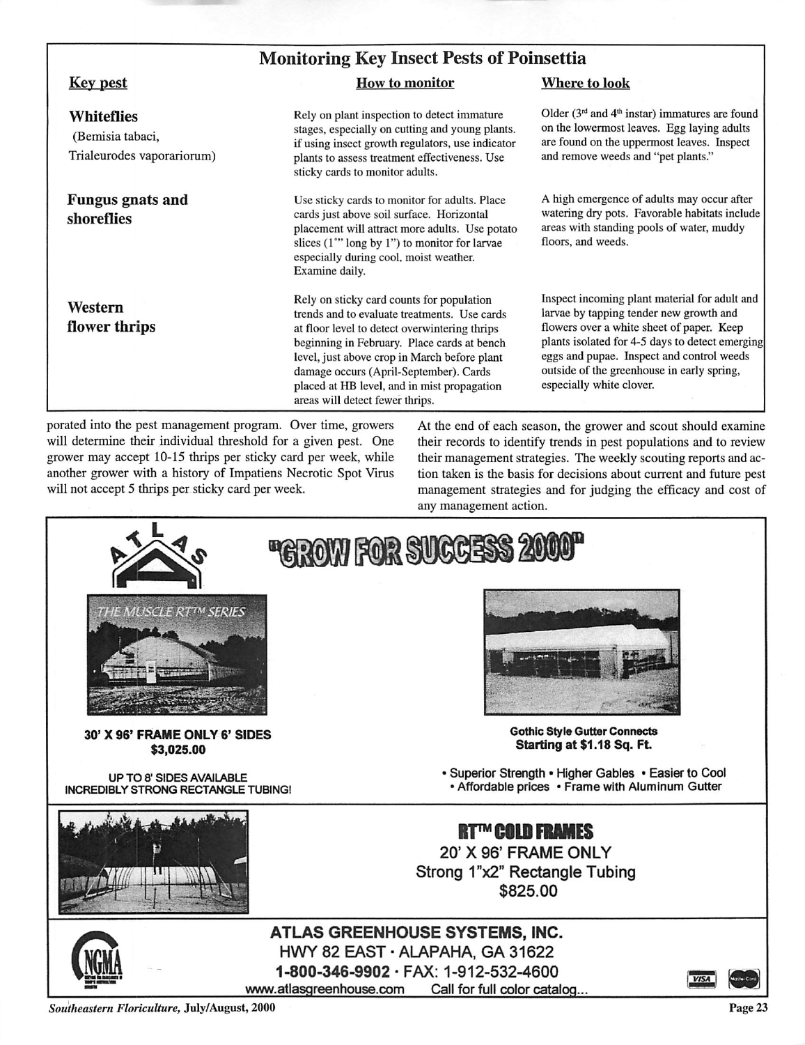## Monitoring Key Insect Pests of Poinsettia

| Key pest | How to monitor | Where to look |
| --- | --- | --- |
| **Whiteflies** (Bemisia tabaci, Trialeurodes vaporariorum) | Rely on plant inspection to detect immature stages, especially on cutting and young plants. if using insect growth regulators, use indicator plants to assess treatment effectiveness. Use sticky cards to monitor adults. | Older (3rd and 4th instar) immatures are found on the lowermost leaves. Egg laying adults are found on the uppermost leaves. Inspect and remove weeds and "pet plants." |
| **Fungus gnats and shoreflies** | Use sticky cards to monitor for adults. Place cards just above soil surface. Horizontal placement will attract more adults. Use potato slices (1"" long by 1") to monitor for larvae especially during cool, moist weather. Examine daily. | A high emergence of adults may occur after watering dry pots. Favorable habitats include areas with standing pools of water, muddy floors, and weeds. |
| **Western flower thrips** | Rely on sticky card counts for population trends and to evaluate treatments. Use cards at floor level to detect overwintering thrips beginning in February. Place cards at bench level, just above crop in March before plant damage occurs (April-September). Cards placed at HB level, and in mist propagation areas will detect fewer thrips. | Inspect incoming plant material for adult and larvae by tapping tender new growth and flowers over a white sheet of paper. Keep plants isolated for 4-5 days to detect emerging eggs and pupae. Inspect and control weeds outside of the greenhouse in early spring, especially white clover. |

porated into the pest management program. Over time, growers will determine their individual threshold for a given pest. One grower may accept 10-15 thrips per sticky card per week, while another grower with a history of Impatiens Necrotic Spot Virus will not accept 5 thrips per sticky card per week.

At the end of each season, the grower and scout should examine their records to identify trends in pest populations and to review their management strategies. The weekly scouting reports and action taken is the basis for decisions about current and future pest management strategies and for judging the efficacy and cost of any management action.

---

ATLAS

"GROW FOR SUCCESS 2000"

THE MUSCLE RT™ SERIES

**30' X 96' FRAME ONLY 6' SIDES**
**$3,025.00**

UP TO 8' SIDES AVAILABLE
INCREDIBLY STRONG RECTANGLE TUBING!

**Gothic Style Gutter Connects**
**Starting at $1.18 Sq. Ft.**

• Superior Strength • Higher Gables • Easier to Cool
• Affordable prices • Frame with Aluminum Gutter

**RT™ COLD FRAMES**
20' X 96' FRAME ONLY
Strong 1"x2" Rectangle Tubing
$825.00

NGMA

**ATLAS GREENHOUSE SYSTEMS, INC.**
HWY 82 EAST · ALAPAHA, GA 31622
**1-800-346-9902** · FAX: 1-912-532-4600
www.atlasgreenhouse.com Call for full color catalog...

VISA MasterCard